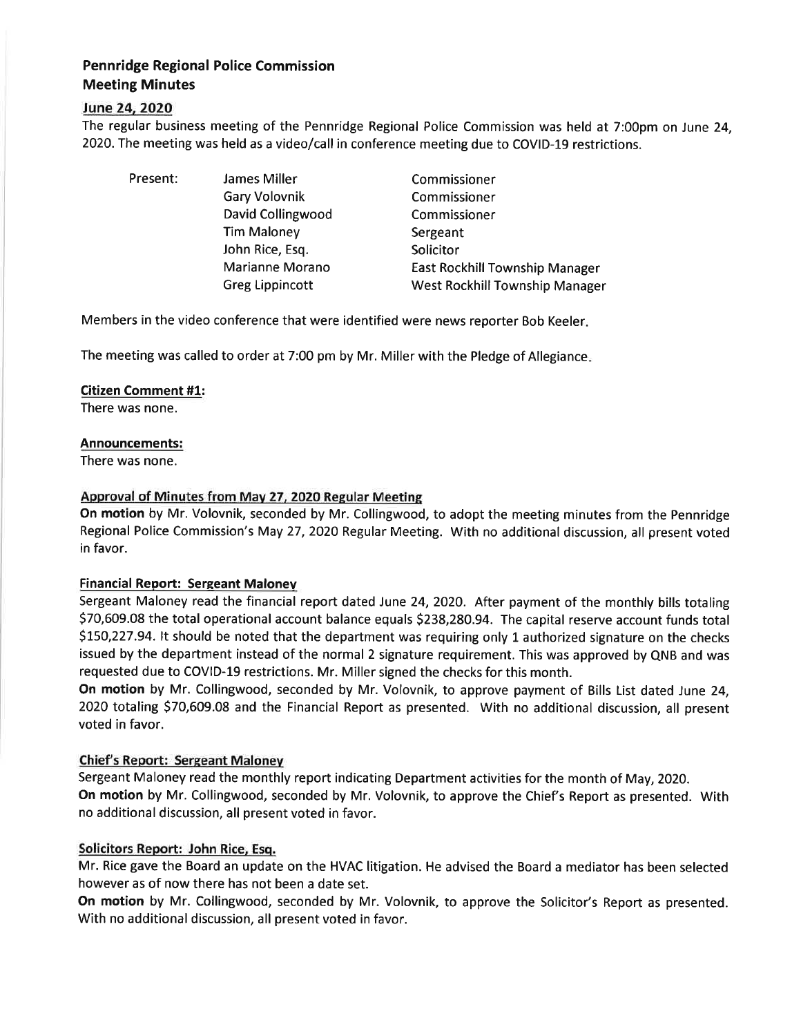## Pennridge Regional Police Commission
## Meeting Minutes

### June 24, 2020

The regular business meeting of the Pennridge Regional Police Commission was held at 7:00pm on June 24, 2020. The meeting was held as a video/call in conference meeting due to COVID-19 restrictions.

| Present: | James Miller | Commissioner |
|---|---|---|
| | Gary Volovnik | Commissioner |
| | David Collingwood | Commissioner |
| | Tim Maloney | Sergeant |
| | John Rice, Esq. | Solicitor |
| | Marianne Morano | East Rockhill Township Manager |
| | Greg Lippincott | West Rockhill Township Manager |

Members in the video conference that were identified were news reporter Bob Keeler.

The meeting was called to order at 7:00 pm by Mr. Miller with the Pledge of Allegiance.

**Citizen Comment #1:**

There was none.

**Announcements:**

There was none.

**Approval of Minutes from May 27, 2020 Regular Meeting**

**On motion** by Mr. Volovnik, seconded by Mr. Collingwood, to adopt the meeting minutes from the Pennridge Regional Police Commission's May 27, 2020 Regular Meeting. With no additional discussion, all present voted in favor.

**Financial Report: Sergeant Maloney**

Sergeant Maloney read the financial report dated June 24, 2020. After payment of the monthly bills totaling $70,609.08 the total operational account balance equals $238,280.94. The capital reserve account funds total $150,227.94. It should be noted that the department was requiring only 1 authorized signature on the checks issued by the department instead of the normal 2 signature requirement. This was approved by QNB and was requested due to COVID-19 restrictions. Mr. Miller signed the checks for this month.

**On motion** by Mr. Collingwood, seconded by Mr. Volovnik, to approve payment of Bills List dated June 24, 2020 totaling $70,609.08 and the Financial Report as presented. With no additional discussion, all present voted in favor.

**Chief's Report: Sergeant Maloney**

Sergeant Maloney read the monthly report indicating Department activities for the month of May, 2020.

**On motion** by Mr. Collingwood, seconded by Mr. Volovnik, to approve the Chief's Report as presented. With no additional discussion, all present voted in favor.

**Solicitors Report: John Rice, Esq.**

Mr. Rice gave the Board an update on the HVAC litigation. He advised the Board a mediator has been selected however as of now there has not been a date set.

**On motion** by Mr. Collingwood, seconded by Mr. Volovnik, to approve the Solicitor's Report as presented. With no additional discussion, all present voted in favor.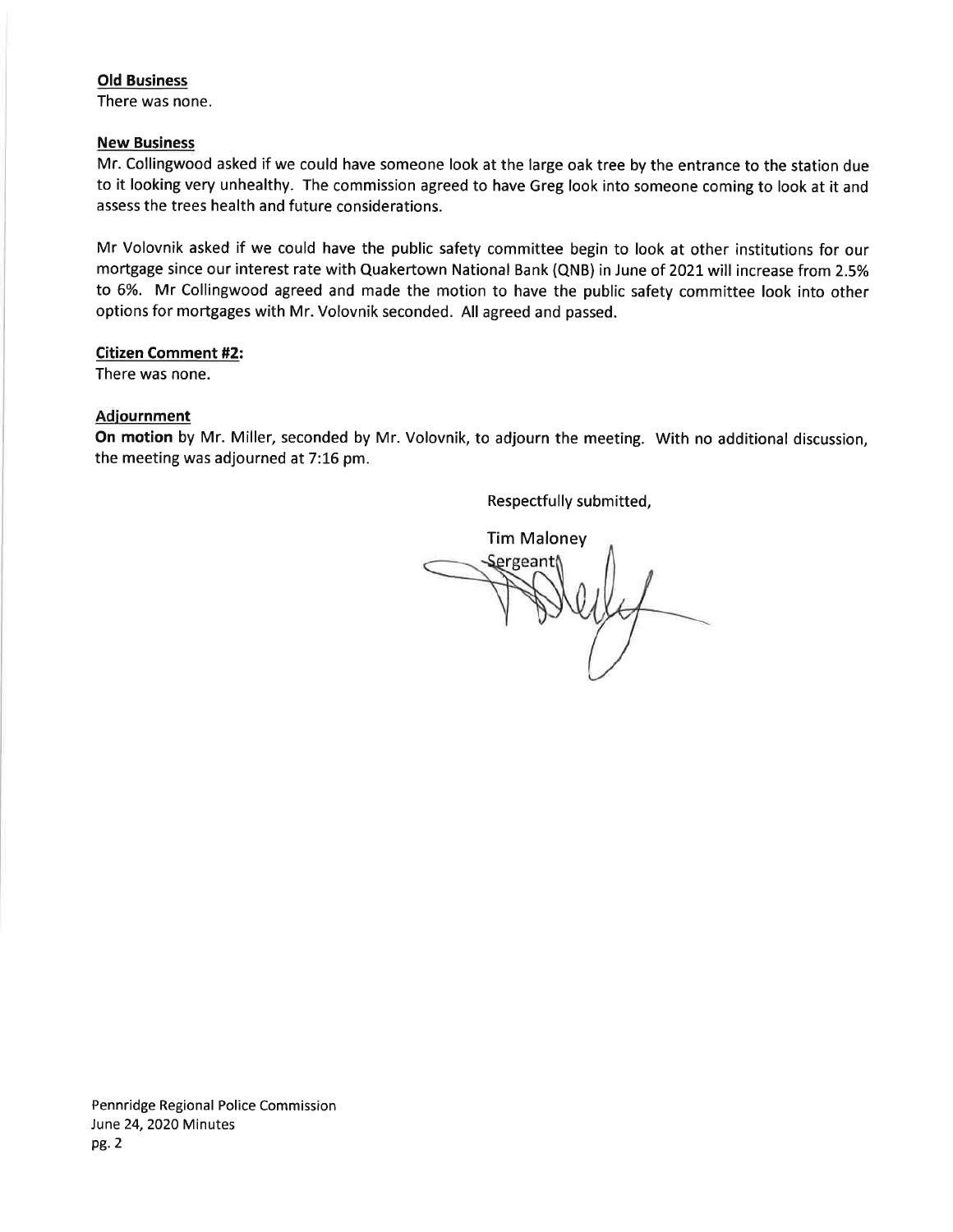**Old Business**

There was none.

**New Business**

Mr. Collingwood asked if we could have someone look at the large oak tree by the entrance to the station due to it looking very unhealthy. The commission agreed to have Greg look into someone coming to look at it and assess the trees health and future considerations.

Mr Volovnik asked if we could have the public safety committee begin to look at other institutions for our mortgage since our interest rate with Quakertown National Bank (QNB) in June of 2021 will increase from 2.5% to 6%. Mr Collingwood agreed and made the motion to have the public safety committee look into other options for mortgages with Mr. Volovnik seconded. All agreed and passed.

**Citizen Comment #2:**

There was none.

**Adjournment**

**On motion** by Mr. Miller, seconded by Mr. Volovnik, to adjourn the meeting. With no additional discussion, the meeting was adjourned at 7:16 pm.

Respectfully submitted,

Tim Maloney
Sergeant

Pennridge Regional Police Commission
June 24, 2020 Minutes